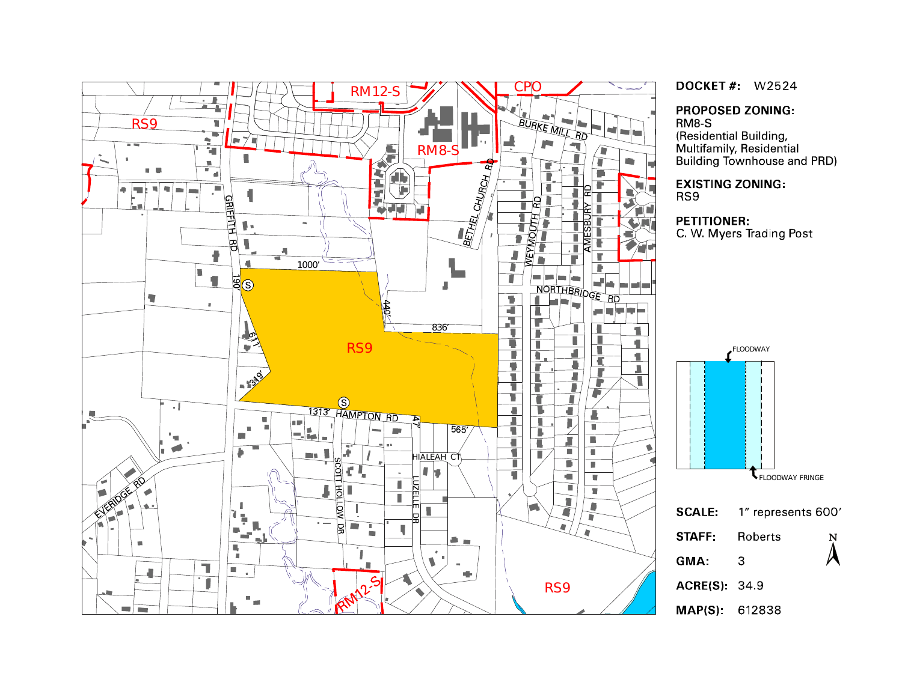**DOCKET #:** W2524

**PROPOSED ZONING:**
RM8-S
(Residential Building, Multifamily, Residential Building Townhouse and PRD)

**EXISTING ZONING:**
RS9

**PETITIONER:**
C. W. Myers Trading Post

FLOODWAY

FLOODWAY FRINGE

**SCALE:** 1" represents 600'

**STAFF:** Roberts

**GMA:** 3

**ACRE(S):** 34.9

**MAP(S):** 612838

RS9 RM12-S CPO RM8-S BURKE MILL RD BETHEL CHURCH RD WEYMOUTH RD AMESBURY RD GRIFFITH RD NORTHBRIDGE RD 1000' 190' 440' 836' 611' 319' 1313' HAMPTON RD 47' 565' HIALEAH CT SCOTT HOLLOW DR LUZELLE DR EVERIDGE RD RS9 RM12-S RS9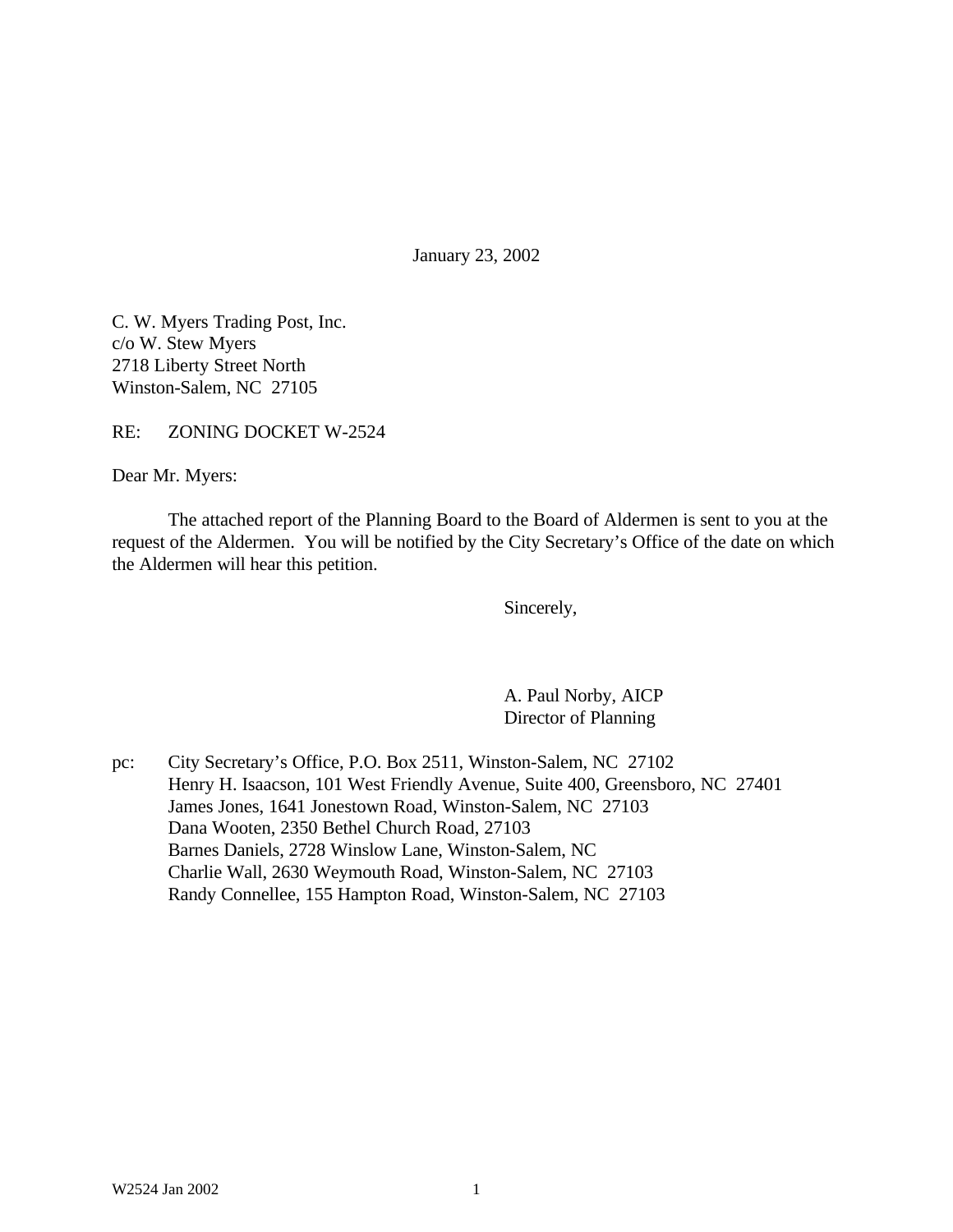January 23, 2002

C. W. Myers Trading Post, Inc.
c/o W. Stew Myers
2718 Liberty Street North
Winston-Salem, NC 27105

RE: ZONING DOCKET W-2524

Dear Mr. Myers:

The attached report of the Planning Board to the Board of Aldermen is sent to you at the request of the Aldermen. You will be notified by the City Secretary's Office of the date on which the Aldermen will hear this petition.

Sincerely,

A. Paul Norby, AICP
Director of Planning

pc: City Secretary's Office, P.O. Box 2511, Winston-Salem, NC 27102
Henry H. Isaacson, 101 West Friendly Avenue, Suite 400, Greensboro, NC 27401
James Jones, 1641 Jonestown Road, Winston-Salem, NC 27103
Dana Wooten, 2350 Bethel Church Road, 27103
Barnes Daniels, 2728 Winslow Lane, Winston-Salem, NC
Charlie Wall, 2630 Weymouth Road, Winston-Salem, NC 27103
Randy Connellee, 155 Hampton Road, Winston-Salem, NC 27103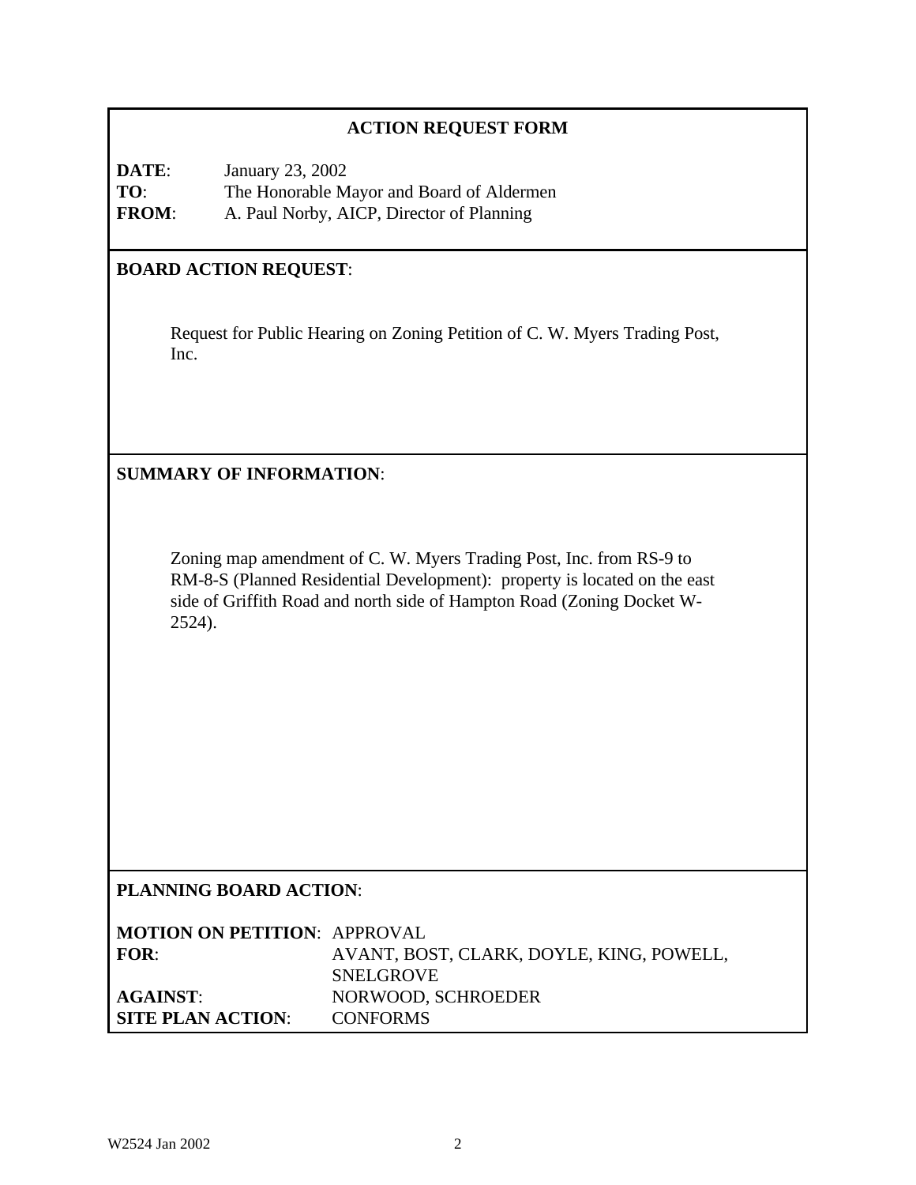## ACTION REQUEST FORM

**DATE**: January 23, 2002
**TO**: The Honorable Mayor and Board of Aldermen
**FROM**: A. Paul Norby, AICP, Director of Planning

**BOARD ACTION REQUEST**:

Request for Public Hearing on Zoning Petition of C. W. Myers Trading Post, Inc.

**SUMMARY OF INFORMATION**:

Zoning map amendment of C. W. Myers Trading Post, Inc. from RS-9 to RM-8-S (Planned Residential Development): property is located on the east side of Griffith Road and north side of Hampton Road (Zoning Docket W-2524).

**PLANNING BOARD ACTION**:

**MOTION ON PETITION**: APPROVAL
**FOR**: AVANT, BOST, CLARK, DOYLE, KING, POWELL, SNELGROVE
**AGAINST**: NORWOOD, SCHROEDER
**SITE PLAN ACTION**: CONFORMS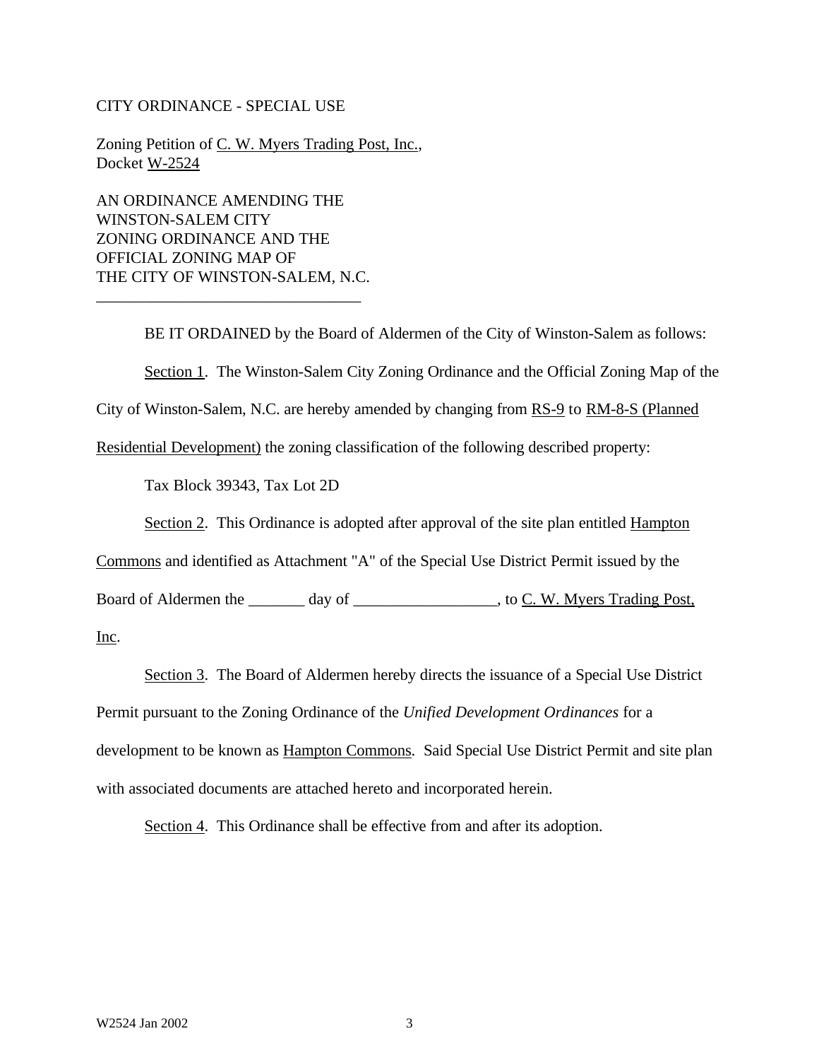CITY ORDINANCE - SPECIAL USE

Zoning Petition of C. W. Myers Trading Post, Inc., Docket W-2524

AN ORDINANCE AMENDING THE WINSTON-SALEM CITY ZONING ORDINANCE AND THE OFFICIAL ZONING MAP OF THE CITY OF WINSTON-SALEM, N.C.

---

BE IT ORDAINED by the Board of Aldermen of the City of Winston-Salem as follows:

Section 1. The Winston-Salem City Zoning Ordinance and the Official Zoning Map of the City of Winston-Salem, N.C. are hereby amended by changing from RS-9 to RM-8-S (Planned Residential Development) the zoning classification of the following described property:

Tax Block 39343, Tax Lot 2D

Section 2. This Ordinance is adopted after approval of the site plan entitled Hampton Commons and identified as Attachment "A" of the Special Use District Permit issued by the Board of Aldermen the _______ day of __________________, to C. W. Myers Trading Post, Inc.

Section 3. The Board of Aldermen hereby directs the issuance of a Special Use District Permit pursuant to the Zoning Ordinance of the *Unified Development Ordinances* for a development to be known as Hampton Commons. Said Special Use District Permit and site plan with associated documents are attached hereto and incorporated herein.

Section 4. This Ordinance shall be effective from and after its adoption.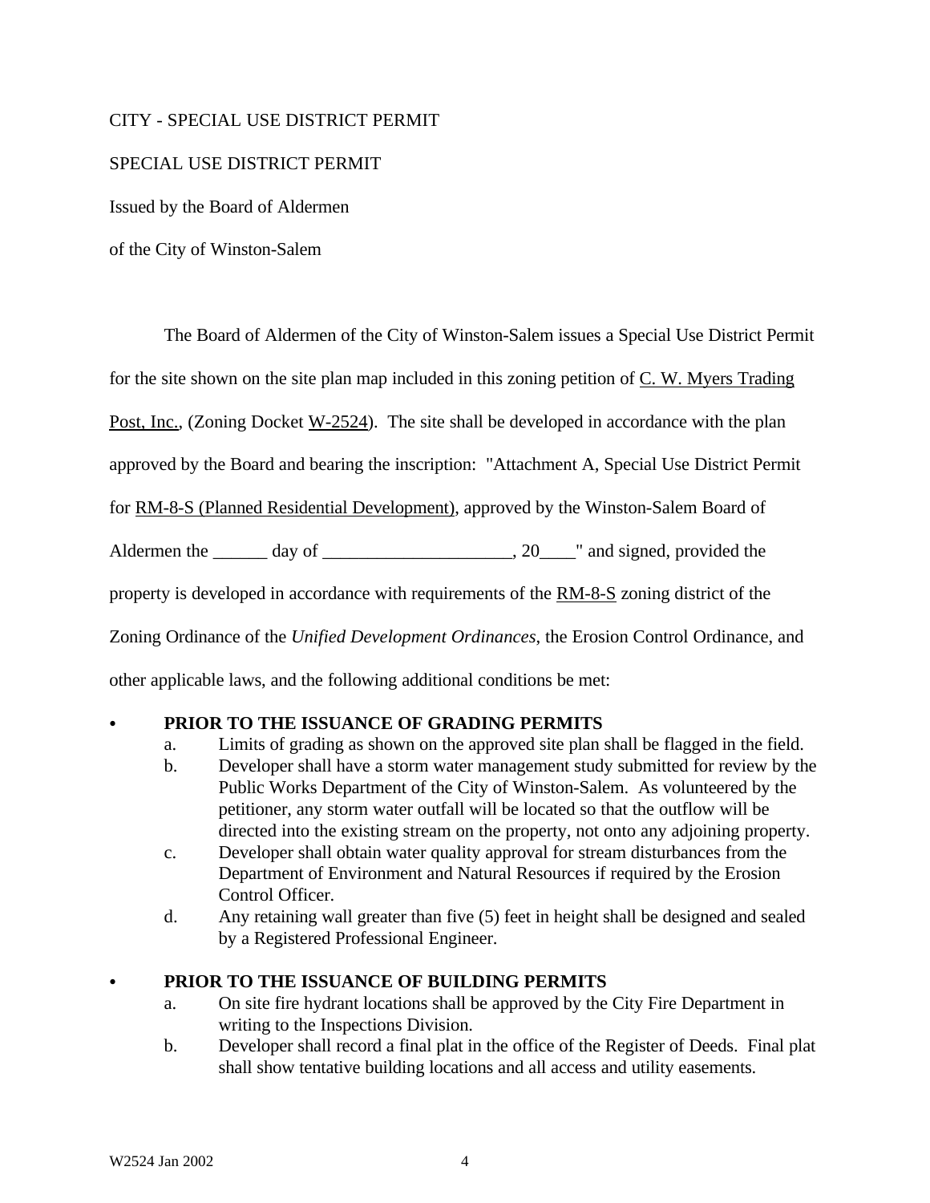CITY - SPECIAL USE DISTRICT PERMIT

SPECIAL USE DISTRICT PERMIT

Issued by the Board of Aldermen

of the City of Winston-Salem

The Board of Aldermen of the City of Winston-Salem issues a Special Use District Permit for the site shown on the site plan map included in this zoning petition of C. W. Myers Trading Post, Inc., (Zoning Docket W-2524). The site shall be developed in accordance with the plan approved by the Board and bearing the inscription: "Attachment A, Special Use District Permit for RM-8-S (Planned Residential Development), approved by the Winston-Salem Board of Aldermen the ______ day of _____________________, 20____" and signed, provided the property is developed in accordance with requirements of the RM-8-S zoning district of the Zoning Ordinance of the *Unified Development Ordinances*, the Erosion Control Ordinance, and other applicable laws, and the following additional conditions be met:

- **PRIOR TO THE ISSUANCE OF GRADING PERMITS**
  - a. Limits of grading as shown on the approved site plan shall be flagged in the field.
  - b. Developer shall have a storm water management study submitted for review by the Public Works Department of the City of Winston-Salem. As volunteered by the petitioner, any storm water outfall will be located so that the outflow will be directed into the existing stream on the property, not onto any adjoining property.
  - c. Developer shall obtain water quality approval for stream disturbances from the Department of Environment and Natural Resources if required by the Erosion Control Officer.
  - d. Any retaining wall greater than five (5) feet in height shall be designed and sealed by a Registered Professional Engineer.

- **PRIOR TO THE ISSUANCE OF BUILDING PERMITS**
  - a. On site fire hydrant locations shall be approved by the City Fire Department in writing to the Inspections Division.
  - b. Developer shall record a final plat in the office of the Register of Deeds. Final plat shall show tentative building locations and all access and utility easements.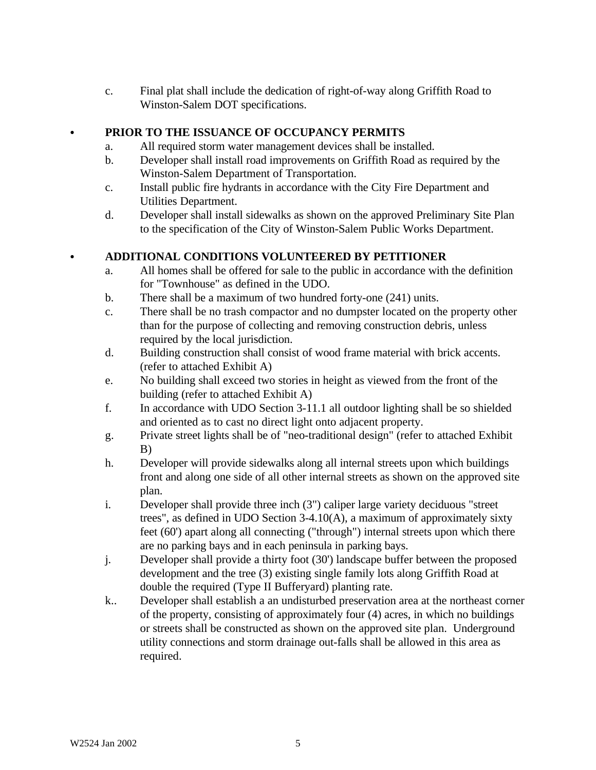c. Final plat shall include the dedication of right-of-way along Griffith Road to Winston-Salem DOT specifications.

- **PRIOR TO THE ISSUANCE OF OCCUPANCY PERMITS**
  a. All required storm water management devices shall be installed.
  b. Developer shall install road improvements on Griffith Road as required by the Winston-Salem Department of Transportation.
  c. Install public fire hydrants in accordance with the City Fire Department and Utilities Department.
  d. Developer shall install sidewalks as shown on the approved Preliminary Site Plan to the specification of the City of Winston-Salem Public Works Department.

- **ADDITIONAL CONDITIONS VOLUNTEERED BY PETITIONER**
  a. All homes shall be offered for sale to the public in accordance with the definition for "Townhouse" as defined in the UDO.
  b. There shall be a maximum of two hundred forty-one (241) units.
  c. There shall be no trash compactor and no dumpster located on the property other than for the purpose of collecting and removing construction debris, unless required by the local jurisdiction.
  d. Building construction shall consist of wood frame material with brick accents. (refer to attached Exhibit A)
  e. No building shall exceed two stories in height as viewed from the front of the building (refer to attached Exhibit A)
  f. In accordance with UDO Section 3-11.1 all outdoor lighting shall be so shielded and oriented as to cast no direct light onto adjacent property.
  g. Private street lights shall be of "neo-traditional design" (refer to attached Exhibit B)
  h. Developer will provide sidewalks along all internal streets upon which buildings front and along one side of all other internal streets as shown on the approved site plan.
  i. Developer shall provide three inch (3") caliper large variety deciduous "street trees", as defined in UDO Section 3-4.10(A), a maximum of approximately sixty feet (60') apart along all connecting ("through") internal streets upon which there are no parking bays and in each peninsula in parking bays.
  j. Developer shall provide a thirty foot (30') landscape buffer between the proposed development and the tree (3) existing single family lots along Griffith Road at double the required (Type II Bufferyard) planting rate.
  k.. Developer shall establish a an undisturbed preservation area at the northeast corner of the property, consisting of approximately four (4) acres, in which no buildings or streets shall be constructed as shown on the approved site plan. Underground utility connections and storm drainage out-falls shall be allowed in this area as required.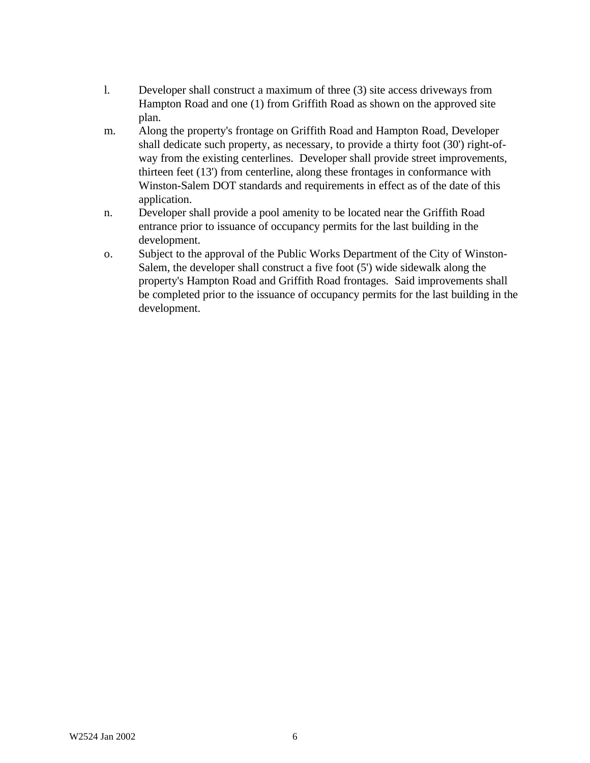l. Developer shall construct a maximum of three (3) site access driveways from Hampton Road and one (1) from Griffith Road as shown on the approved site plan.

m. Along the property's frontage on Griffith Road and Hampton Road, Developer shall dedicate such property, as necessary, to provide a thirty foot (30') right-of-way from the existing centerlines. Developer shall provide street improvements, thirteen feet (13') from centerline, along these frontages in conformance with Winston-Salem DOT standards and requirements in effect as of the date of this application.

n. Developer shall provide a pool amenity to be located near the Griffith Road entrance prior to issuance of occupancy permits for the last building in the development.

o. Subject to the approval of the Public Works Department of the City of Winston-Salem, the developer shall construct a five foot (5') wide sidewalk along the property's Hampton Road and Griffith Road frontages. Said improvements shall be completed prior to the issuance of occupancy permits for the last building in the development.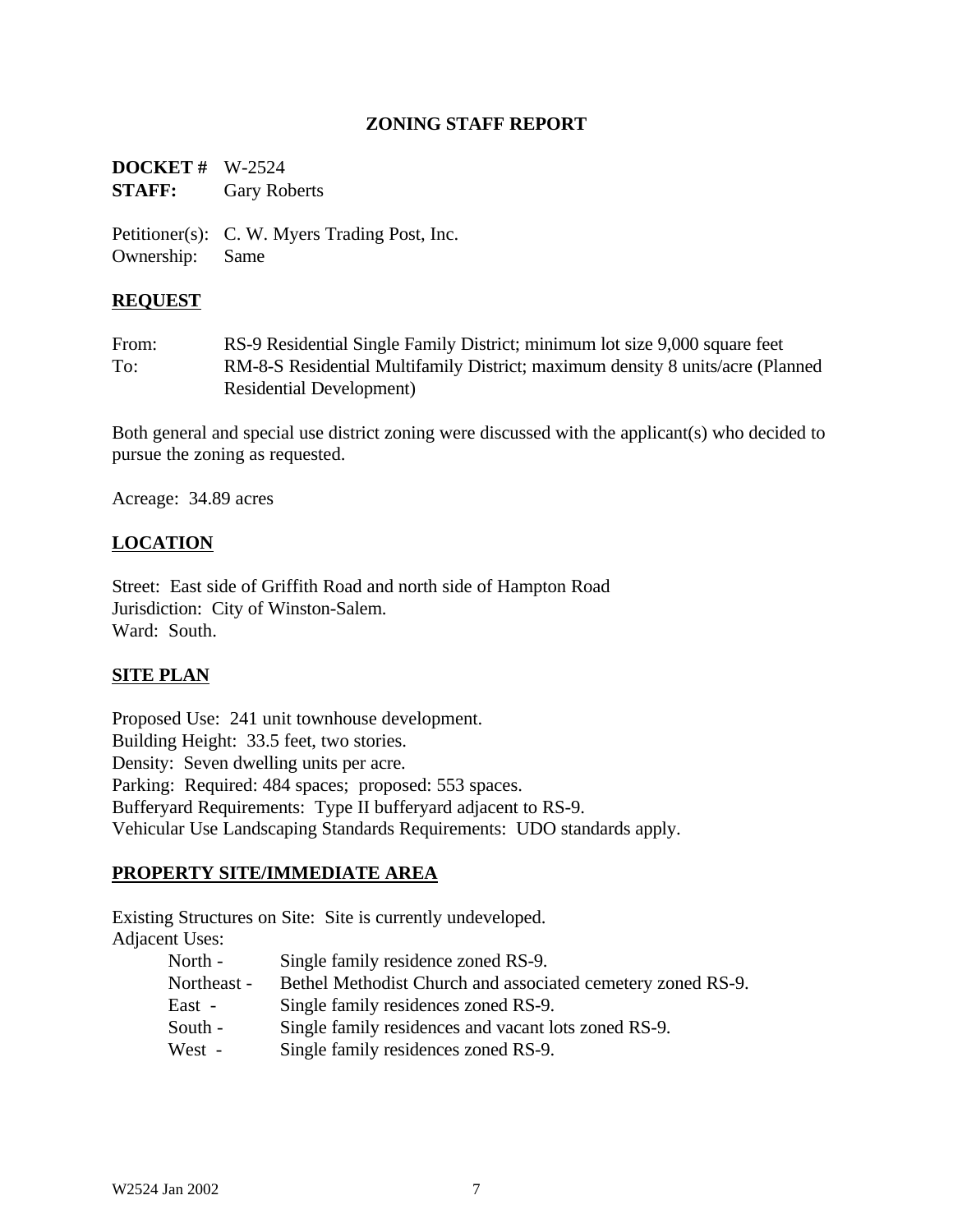## ZONING STAFF REPORT

**DOCKET #** W-2524
**STAFF:** Gary Roberts

Petitioner(s): C. W. Myers Trading Post, Inc.
Ownership: Same

### REQUEST

From: RS-9 Residential Single Family District; minimum lot size 9,000 square feet
To: RM-8-S Residential Multifamily District; maximum density 8 units/acre (Planned Residential Development)

Both general and special use district zoning were discussed with the applicant(s) who decided to pursue the zoning as requested.

Acreage: 34.89 acres

### LOCATION

Street: East side of Griffith Road and north side of Hampton Road
Jurisdiction: City of Winston-Salem.
Ward: South.

### SITE PLAN

Proposed Use: 241 unit townhouse development.
Building Height: 33.5 feet, two stories.
Density: Seven dwelling units per acre.
Parking: Required: 484 spaces; proposed: 553 spaces.
Bufferyard Requirements: Type II bufferyard adjacent to RS-9.
Vehicular Use Landscaping Standards Requirements: UDO standards apply.

### PROPERTY SITE/IMMEDIATE AREA

Existing Structures on Site: Site is currently undeveloped.
Adjacent Uses:

- North - Single family residence zoned RS-9.
- Northeast - Bethel Methodist Church and associated cemetery zoned RS-9.
- East - Single family residences zoned RS-9.
- South - Single family residences and vacant lots zoned RS-9.
- West - Single family residences zoned RS-9.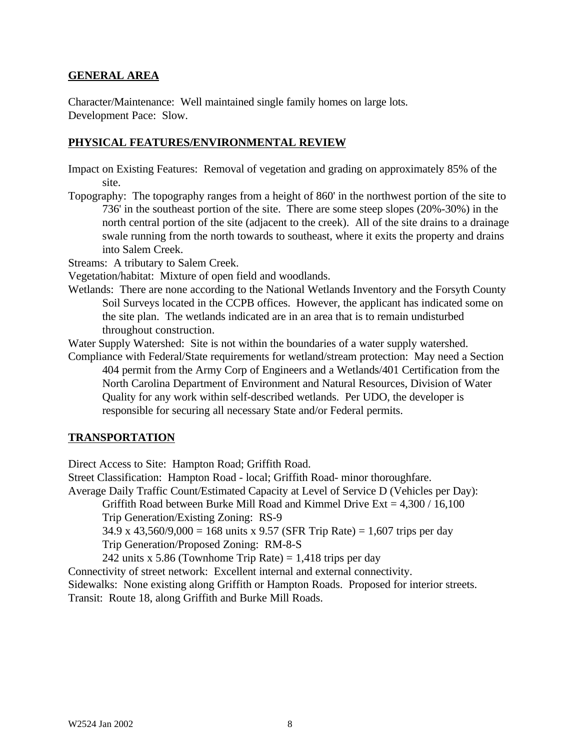## GENERAL AREA

Character/Maintenance: Well maintained single family homes on large lots.
Development Pace: Slow.

## PHYSICAL FEATURES/ENVIRONMENTAL REVIEW

Impact on Existing Features: Removal of vegetation and grading on approximately 85% of the site.

Topography: The topography ranges from a height of 860' in the northwest portion of the site to 736' in the southeast portion of the site. There are some steep slopes (20%-30%) in the north central portion of the site (adjacent to the creek). All of the site drains to a drainage swale running from the north towards to southeast, where it exits the property and drains into Salem Creek.

Streams: A tributary to Salem Creek.

Vegetation/habitat: Mixture of open field and woodlands.

Wetlands: There are none according to the National Wetlands Inventory and the Forsyth County Soil Surveys located in the CCPB offices. However, the applicant has indicated some on the site plan. The wetlands indicated are in an area that is to remain undisturbed throughout construction.

Water Supply Watershed: Site is not within the boundaries of a water supply watershed.

Compliance with Federal/State requirements for wetland/stream protection: May need a Section 404 permit from the Army Corp of Engineers and a Wetlands/401 Certification from the North Carolina Department of Environment and Natural Resources, Division of Water Quality for any work within self-described wetlands. Per UDO, the developer is responsible for securing all necessary State and/or Federal permits.

## TRANSPORTATION

Direct Access to Site: Hampton Road; Griffith Road.

Street Classification: Hampton Road - local; Griffith Road- minor thoroughfare.

Average Daily Traffic Count/Estimated Capacity at Level of Service D (Vehicles per Day):

Griffith Road between Burke Mill Road and Kimmel Drive Ext = 4,300 / 16,100

Trip Generation/Existing Zoning: RS-9

34.9 x 43,560/9,000 = 168 units x 9.57 (SFR Trip Rate) = 1,607 trips per day

Trip Generation/Proposed Zoning: RM-8-S

242 units x 5.86 (Townhome Trip Rate) = 1,418 trips per day

Connectivity of street network: Excellent internal and external connectivity.

Sidewalks: None existing along Griffith or Hampton Roads. Proposed for interior streets.

Transit: Route 18, along Griffith and Burke Mill Roads.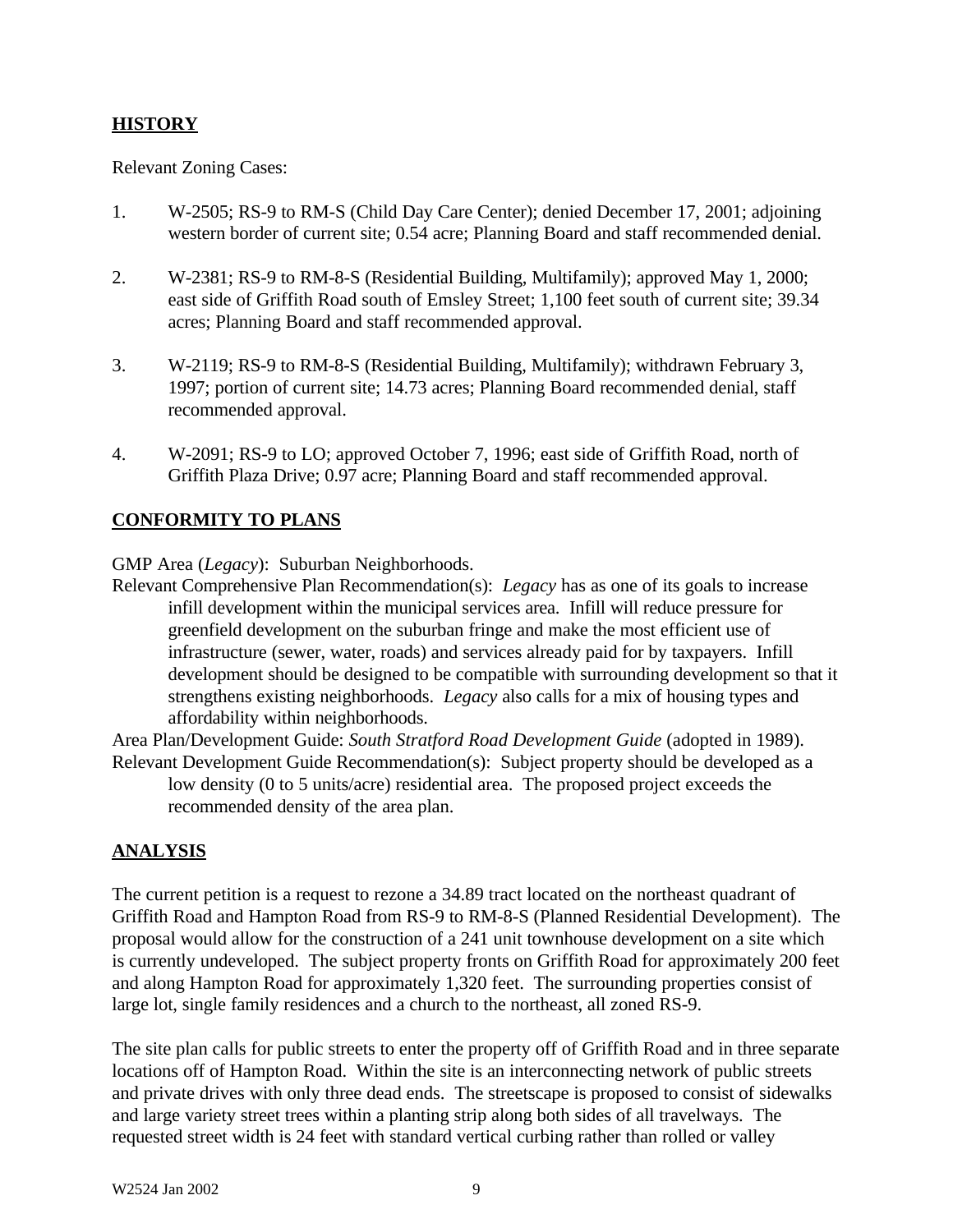## HISTORY

Relevant Zoning Cases:

1. W-2505; RS-9 to RM-S (Child Day Care Center); denied December 17, 2001; adjoining western border of current site; 0.54 acre; Planning Board and staff recommended denial.

2. W-2381; RS-9 to RM-8-S (Residential Building, Multifamily); approved May 1, 2000; east side of Griffith Road south of Emsley Street; 1,100 feet south of current site; 39.34 acres; Planning Board and staff recommended approval.

3. W-2119; RS-9 to RM-8-S (Residential Building, Multifamily); withdrawn February 3, 1997; portion of current site; 14.73 acres; Planning Board recommended denial, staff recommended approval.

4. W-2091; RS-9 to LO; approved October 7, 1996; east side of Griffith Road, north of Griffith Plaza Drive; 0.97 acre; Planning Board and staff recommended approval.

## CONFORMITY TO PLANS

GMP Area (*Legacy*): Suburban Neighborhoods.

Relevant Comprehensive Plan Recommendation(s): *Legacy* has as one of its goals to increase infill development within the municipal services area. Infill will reduce pressure for greenfield development on the suburban fringe and make the most efficient use of infrastructure (sewer, water, roads) and services already paid for by taxpayers. Infill development should be designed to be compatible with surrounding development so that it strengthens existing neighborhoods. *Legacy* also calls for a mix of housing types and affordability within neighborhoods.

Area Plan/Development Guide: *South Stratford Road Development Guide* (adopted in 1989).

Relevant Development Guide Recommendation(s): Subject property should be developed as a low density (0 to 5 units/acre) residential area. The proposed project exceeds the recommended density of the area plan.

## ANALYSIS

The current petition is a request to rezone a 34.89 tract located on the northeast quadrant of Griffith Road and Hampton Road from RS-9 to RM-8-S (Planned Residential Development). The proposal would allow for the construction of a 241 unit townhouse development on a site which is currently undeveloped. The subject property fronts on Griffith Road for approximately 200 feet and along Hampton Road for approximately 1,320 feet. The surrounding properties consist of large lot, single family residences and a church to the northeast, all zoned RS-9.

The site plan calls for public streets to enter the property off of Griffith Road and in three separate locations off of Hampton Road. Within the site is an interconnecting network of public streets and private drives with only three dead ends. The streetscape is proposed to consist of sidewalks and large variety street trees within a planting strip along both sides of all travelways. The requested street width is 24 feet with standard vertical curbing rather than rolled or valley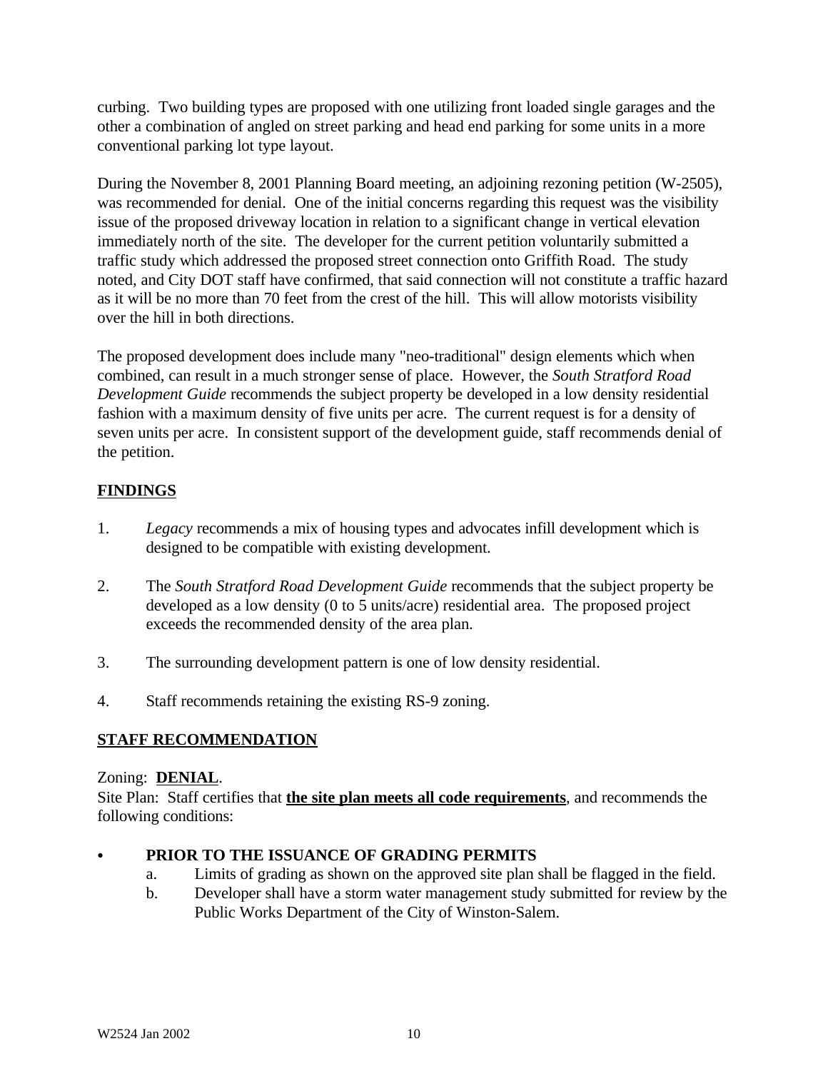curbing. Two building types are proposed with one utilizing front loaded single garages and the other a combination of angled on street parking and head end parking for some units in a more conventional parking lot type layout.

During the November 8, 2001 Planning Board meeting, an adjoining rezoning petition (W-2505), was recommended for denial. One of the initial concerns regarding this request was the visibility issue of the proposed driveway location in relation to a significant change in vertical elevation immediately north of the site. The developer for the current petition voluntarily submitted a traffic study which addressed the proposed street connection onto Griffith Road. The study noted, and City DOT staff have confirmed, that said connection will not constitute a traffic hazard as it will be no more than 70 feet from the crest of the hill. This will allow motorists visibility over the hill in both directions.

The proposed development does include many "neo-traditional" design elements which when combined, can result in a much stronger sense of place. However, the *South Stratford Road Development Guide* recommends the subject property be developed in a low density residential fashion with a maximum density of five units per acre. The current request is for a density of seven units per acre. In consistent support of the development guide, staff recommends denial of the petition.

## FINDINGS

1. *Legacy* recommends a mix of housing types and advocates infill development which is designed to be compatible with existing development.

2. The *South Stratford Road Development Guide* recommends that the subject property be developed as a low density (0 to 5 units/acre) residential area. The proposed project exceeds the recommended density of the area plan.

3. The surrounding development pattern is one of low density residential.

4. Staff recommends retaining the existing RS-9 zoning.

## STAFF RECOMMENDATION

Zoning: **DENIAL**.
Site Plan: Staff certifies that **the site plan meets all code requirements**, and recommends the following conditions:

- **PRIOR TO THE ISSUANCE OF GRADING PERMITS**
  a. Limits of grading as shown on the approved site plan shall be flagged in the field.
  b. Developer shall have a storm water management study submitted for review by the Public Works Department of the City of Winston-Salem.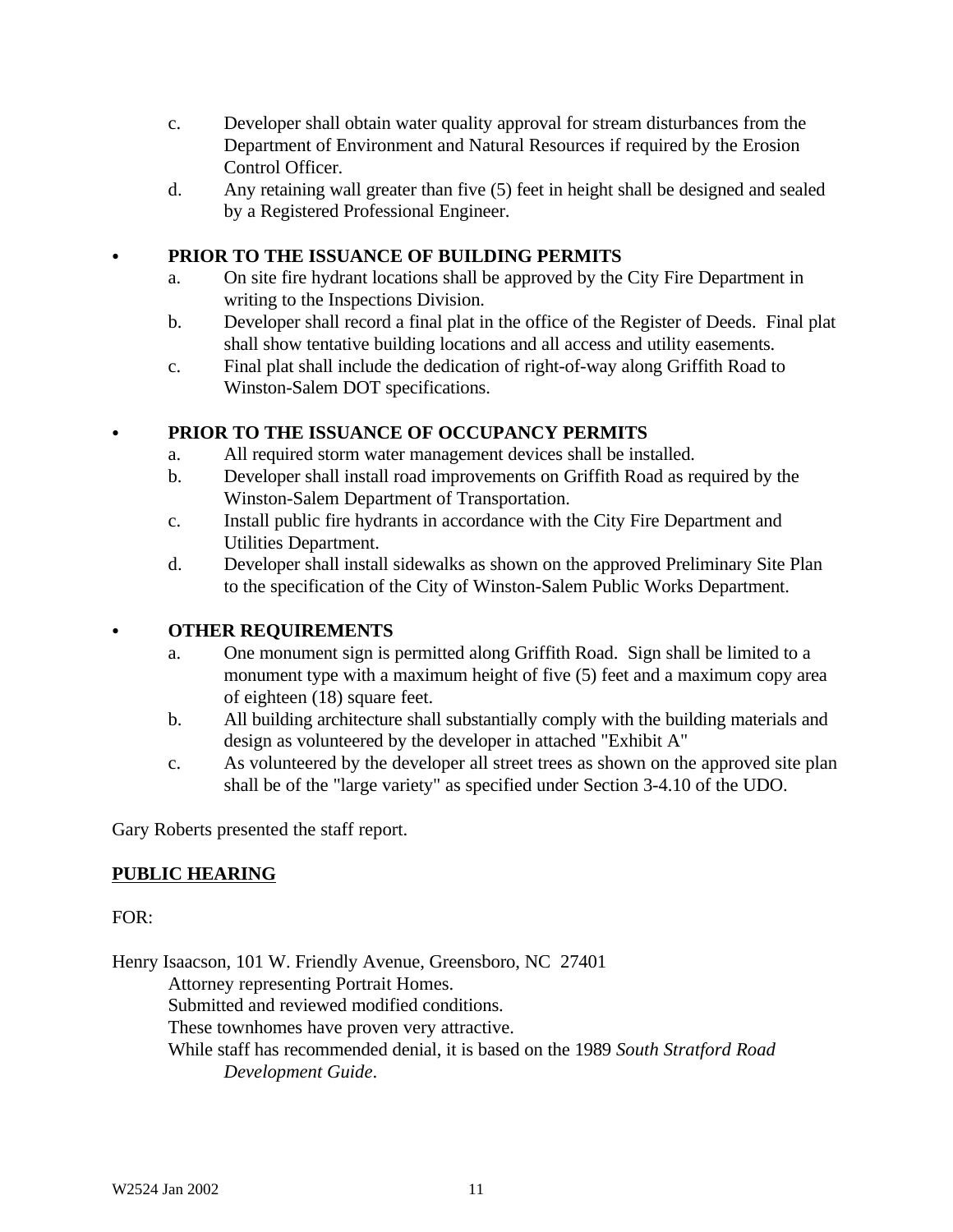c. Developer shall obtain water quality approval for stream disturbances from the Department of Environment and Natural Resources if required by the Erosion Control Officer.

d. Any retaining wall greater than five (5) feet in height shall be designed and sealed by a Registered Professional Engineer.

- **PRIOR TO THE ISSUANCE OF BUILDING PERMITS**
  - a. On site fire hydrant locations shall be approved by the City Fire Department in writing to the Inspections Division.
  - b. Developer shall record a final plat in the office of the Register of Deeds. Final plat shall show tentative building locations and all access and utility easements.
  - c. Final plat shall include the dedication of right-of-way along Griffith Road to Winston-Salem DOT specifications.

- **PRIOR TO THE ISSUANCE OF OCCUPANCY PERMITS**
  - a. All required storm water management devices shall be installed.
  - b. Developer shall install road improvements on Griffith Road as required by the Winston-Salem Department of Transportation.
  - c. Install public fire hydrants in accordance with the City Fire Department and Utilities Department.
  - d. Developer shall install sidewalks as shown on the approved Preliminary Site Plan to the specification of the City of Winston-Salem Public Works Department.

- **OTHER REQUIREMENTS**
  - a. One monument sign is permitted along Griffith Road. Sign shall be limited to a monument type with a maximum height of five (5) feet and a maximum copy area of eighteen (18) square feet.
  - b. All building architecture shall substantially comply with the building materials and design as volunteered by the developer in attached "Exhibit A"
  - c. As volunteered by the developer all street trees as shown on the approved site plan shall be of the "large variety" as specified under Section 3-4.10 of the UDO.

Gary Roberts presented the staff report.

**PUBLIC HEARING**

FOR:

Henry Isaacson, 101 W. Friendly Avenue, Greensboro, NC 27401
- Attorney representing Portrait Homes.
- Submitted and reviewed modified conditions.
- These townhomes have proven very attractive.
- While staff has recommended denial, it is based on the 1989 *South Stratford Road Development Guide*.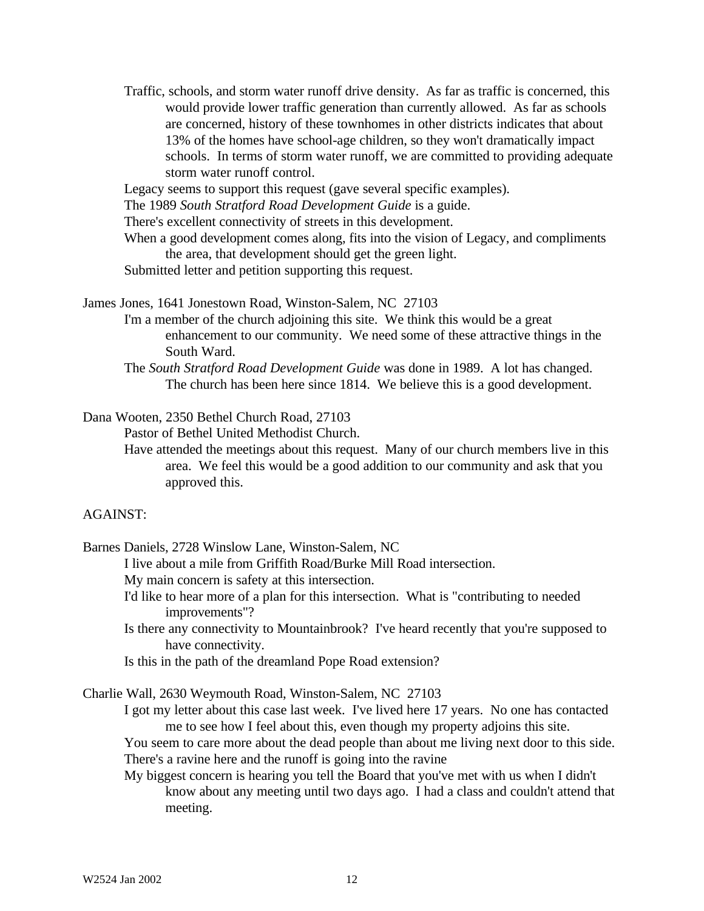Traffic, schools, and storm water runoff drive density. As far as traffic is concerned, this would provide lower traffic generation than currently allowed. As far as schools are concerned, history of these townhomes in other districts indicates that about 13% of the homes have school-age children, so they won't dramatically impact schools. In terms of storm water runoff, we are committed to providing adequate storm water runoff control.

Legacy seems to support this request (gave several specific examples).

The 1989 *South Stratford Road Development Guide* is a guide.

There's excellent connectivity of streets in this development.

When a good development comes along, fits into the vision of Legacy, and compliments the area, that development should get the green light.

Submitted letter and petition supporting this request.

James Jones, 1641 Jonestown Road, Winston-Salem, NC 27103

I'm a member of the church adjoining this site. We think this would be a great enhancement to our community. We need some of these attractive things in the South Ward.

The *South Stratford Road Development Guide* was done in 1989. A lot has changed. The church has been here since 1814. We believe this is a good development.

Dana Wooten, 2350 Bethel Church Road, 27103

Pastor of Bethel United Methodist Church.

Have attended the meetings about this request. Many of our church members live in this area. We feel this would be a good addition to our community and ask that you approved this.

AGAINST:

Barnes Daniels, 2728 Winslow Lane, Winston-Salem, NC

I live about a mile from Griffith Road/Burke Mill Road intersection.

My main concern is safety at this intersection.

I'd like to hear more of a plan for this intersection. What is "contributing to needed improvements"?

Is there any connectivity to Mountainbrook? I've heard recently that you're supposed to have connectivity.

Is this in the path of the dreamland Pope Road extension?

Charlie Wall, 2630 Weymouth Road, Winston-Salem, NC 27103

I got my letter about this case last week. I've lived here 17 years. No one has contacted me to see how I feel about this, even though my property adjoins this site.

You seem to care more about the dead people than about me living next door to this side.

There's a ravine here and the runoff is going into the ravine

My biggest concern is hearing you tell the Board that you've met with us when I didn't know about any meeting until two days ago. I had a class and couldn't attend that meeting.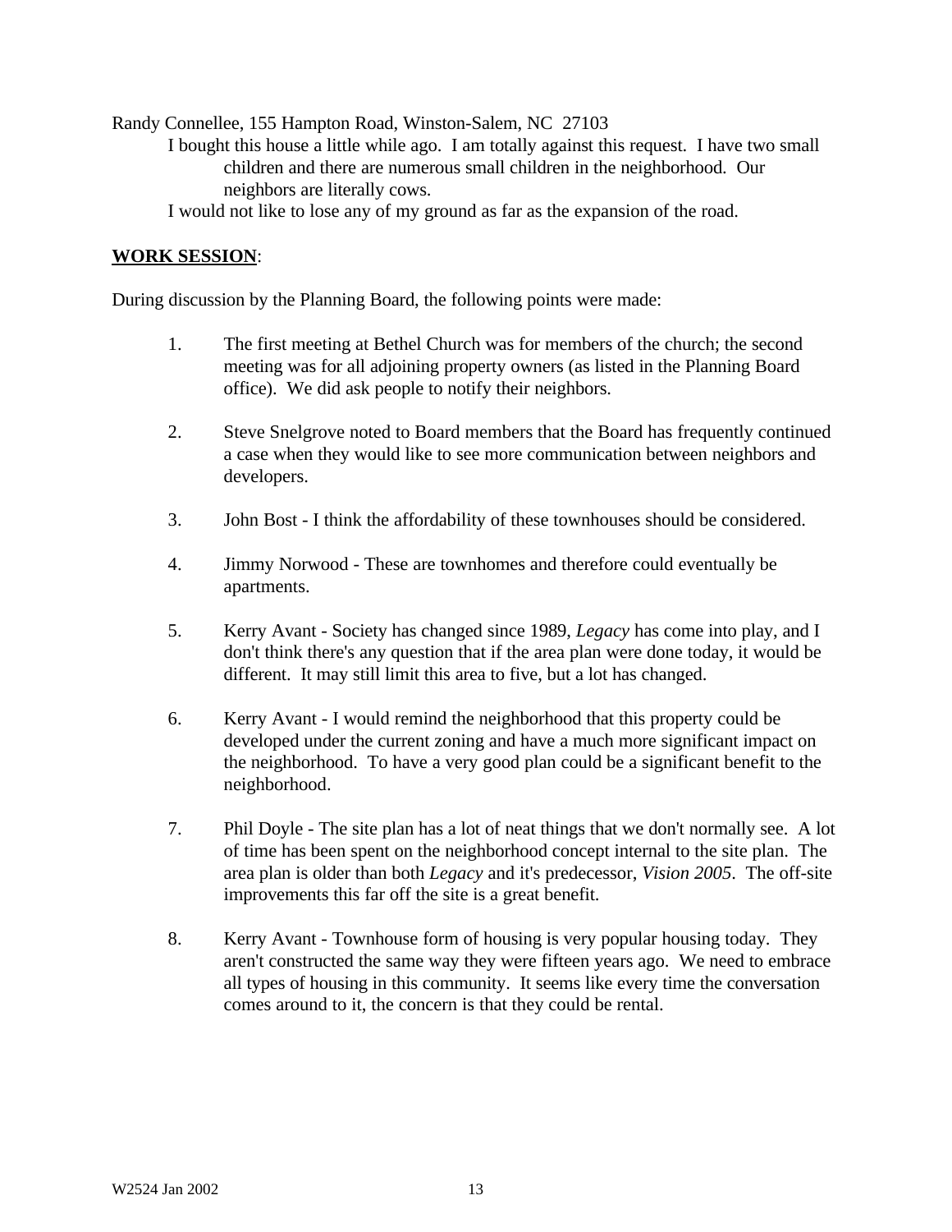Randy Connellee, 155 Hampton Road, Winston-Salem, NC 27103

I bought this house a little while ago. I am totally against this request. I have two small children and there are numerous small children in the neighborhood. Our neighbors are literally cows.

I would not like to lose any of my ground as far as the expansion of the road.

**WORK SESSION**:

During discussion by the Planning Board, the following points were made:

1. The first meeting at Bethel Church was for members of the church; the second meeting was for all adjoining property owners (as listed in the Planning Board office). We did ask people to notify their neighbors.

2. Steve Snelgrove noted to Board members that the Board has frequently continued a case when they would like to see more communication between neighbors and developers.

3. John Bost - I think the affordability of these townhouses should be considered.

4. Jimmy Norwood - These are townhomes and therefore could eventually be apartments.

5. Kerry Avant - Society has changed since 1989, *Legacy* has come into play, and I don't think there's any question that if the area plan were done today, it would be different. It may still limit this area to five, but a lot has changed.

6. Kerry Avant - I would remind the neighborhood that this property could be developed under the current zoning and have a much more significant impact on the neighborhood. To have a very good plan could be a significant benefit to the neighborhood.

7. Phil Doyle - The site plan has a lot of neat things that we don't normally see. A lot of time has been spent on the neighborhood concept internal to the site plan. The area plan is older than both *Legacy* and it's predecessor, *Vision 2005*. The off-site improvements this far off the site is a great benefit.

8. Kerry Avant - Townhouse form of housing is very popular housing today. They aren't constructed the same way they were fifteen years ago. We need to embrace all types of housing in this community. It seems like every time the conversation comes around to it, the concern is that they could be rental.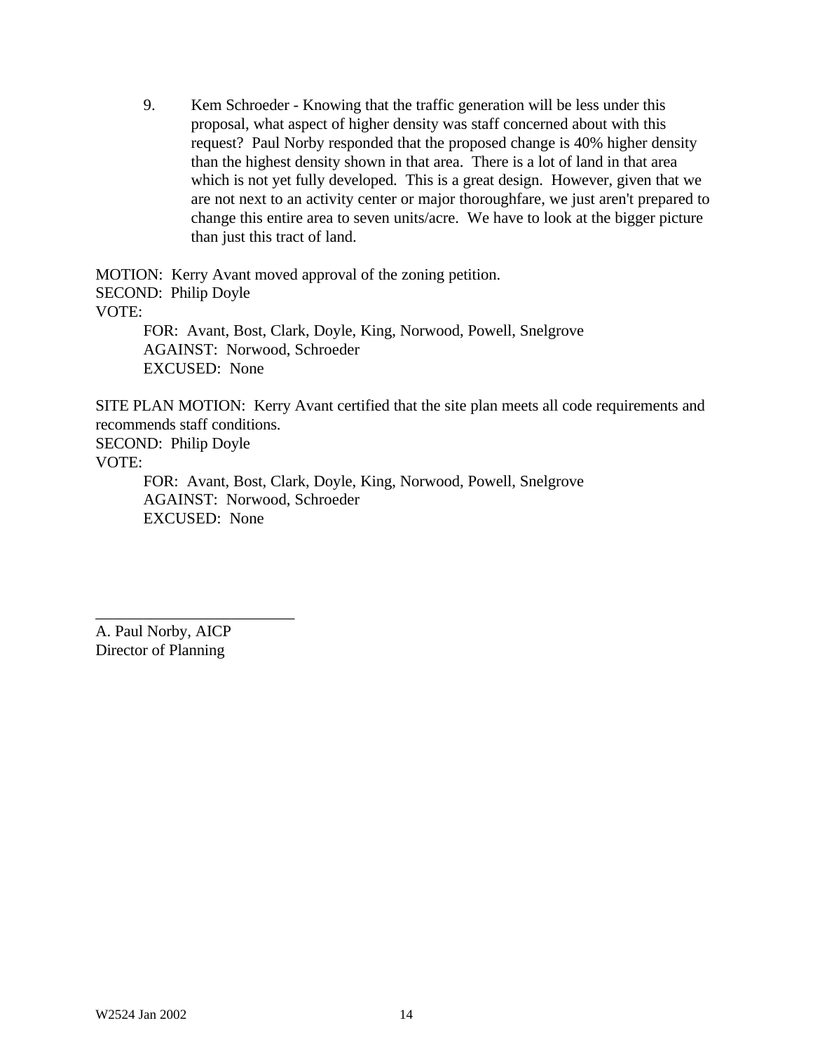9. Kem Schroeder - Knowing that the traffic generation will be less under this proposal, what aspect of higher density was staff concerned about with this request? Paul Norby responded that the proposed change is 40% higher density than the highest density shown in that area. There is a lot of land in that area which is not yet fully developed. This is a great design. However, given that we are not next to an activity center or major thoroughfare, we just aren't prepared to change this entire area to seven units/acre. We have to look at the bigger picture than just this tract of land.

MOTION: Kerry Avant moved approval of the zoning petition.
SECOND: Philip Doyle
VOTE:

FOR: Avant, Bost, Clark, Doyle, King, Norwood, Powell, Snelgrove
AGAINST: Norwood, Schroeder
EXCUSED: None

SITE PLAN MOTION: Kerry Avant certified that the site plan meets all code requirements and recommends staff conditions.
SECOND: Philip Doyle
VOTE:

FOR: Avant, Bost, Clark, Doyle, King, Norwood, Powell, Snelgrove
AGAINST: Norwood, Schroeder
EXCUSED: None

\_\_\_\_\_\_\_\_\_\_\_\_\_\_\_\_\_\_\_\_\_\_\_\_\_\_

A. Paul Norby, AICP
Director of Planning